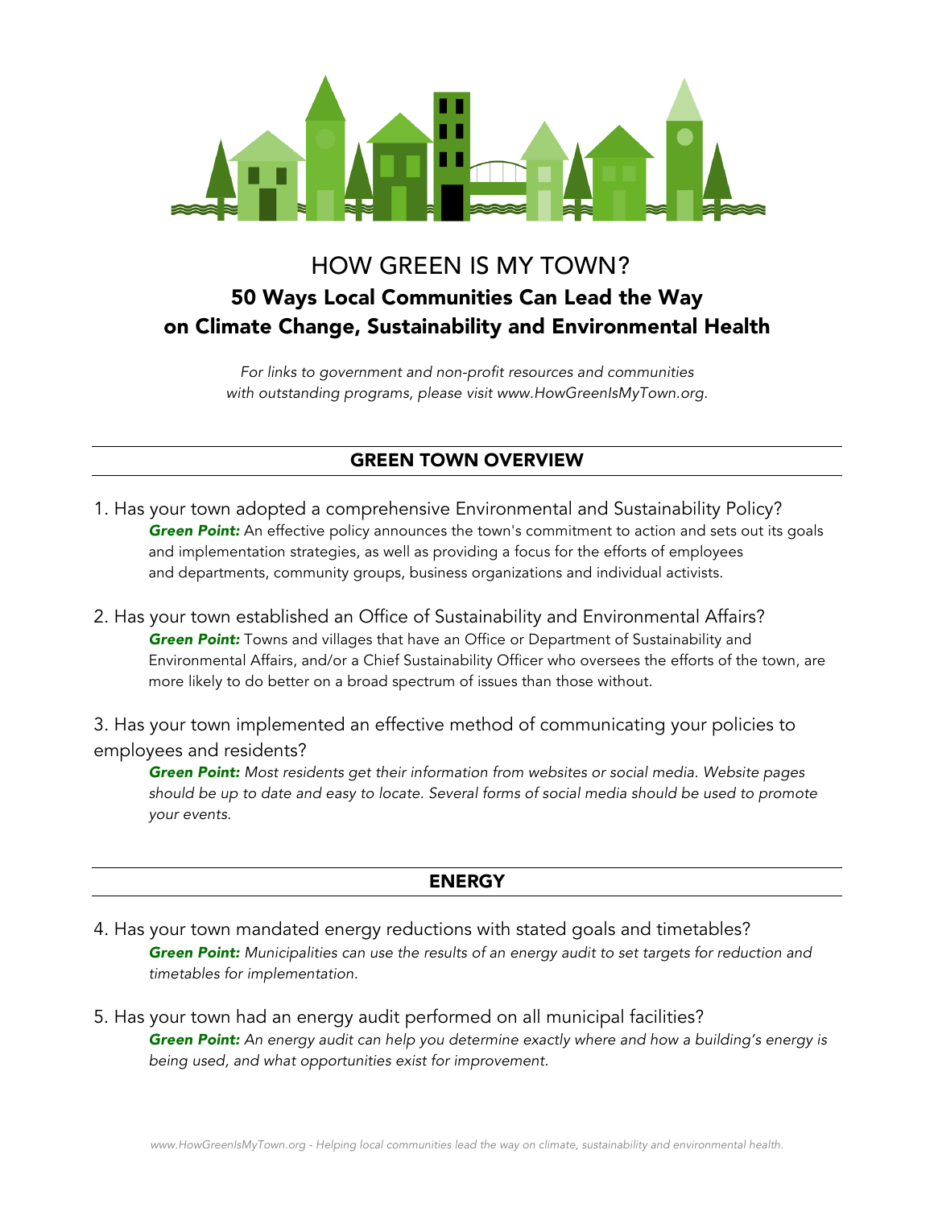# HOW GREEN IS MY TOWN?

## 50 Ways Local Communities Can Lead the Way on Climate Change, Sustainability and Environmental Health

*For links to government and non-profit resources and communities with outstanding programs, please visit www.HowGreenIsMyTown.org.*

## GREEN TOWN OVERVIEW

1. Has your town adopted a comprehensive Environmental and Sustainability Policy?
   ***Green Point:*** An effective policy announces the town's commitment to action and sets out its goals and implementation strategies, as well as providing a focus for the efforts of employees and departments, community groups, business organizations and individual activists.

2. Has your town established an Office of Sustainability and Environmental Affairs?
   ***Green Point:*** Towns and villages that have an Office or Department of Sustainability and Environmental Affairs, and/or a Chief Sustainability Officer who oversees the efforts of the town, are more likely to do better on a broad spectrum of issues than those without.

3. Has your town implemented an effective method of communicating your policies to employees and residents?
   ***Green Point:*** *Most residents get their information from websites or social media. Website pages should be up to date and easy to locate. Several forms of social media should be used to promote your events.*

## ENERGY

4. Has your town mandated energy reductions with stated goals and timetables?
   ***Green Point:*** *Municipalities can use the results of an energy audit to set targets for reduction and timetables for implementation.*

5. Has your town had an energy audit performed on all municipal facilities?
   ***Green Point:*** *An energy audit can help you determine exactly where and how a building's energy is being used, and what opportunities exist for improvement.*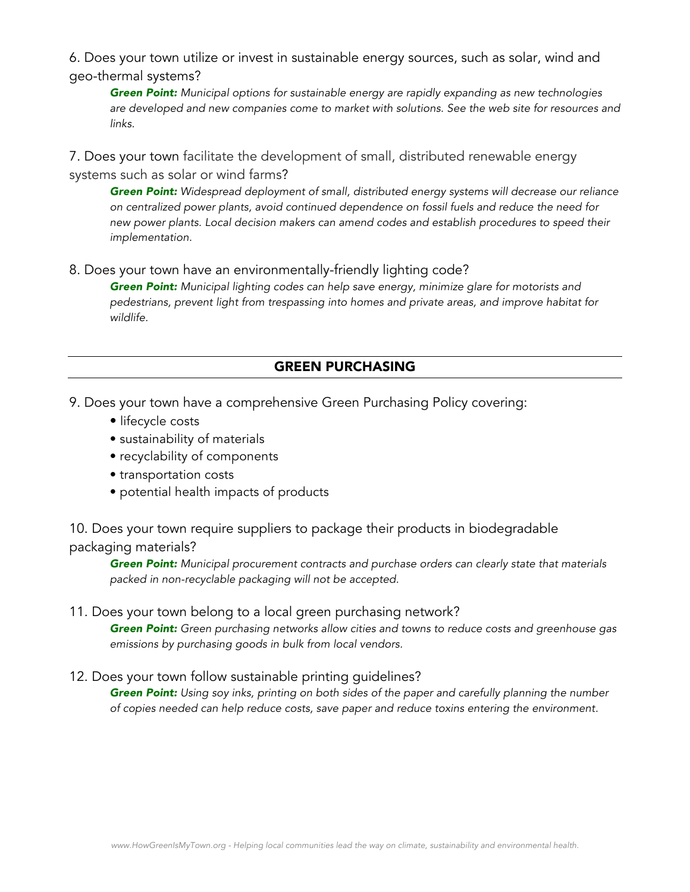6. Does your town utilize or invest in sustainable energy sources, such as solar, wind and geo-thermal systems?

> ***Green Point:*** *Municipal options for sustainable energy are rapidly expanding as new technologies are developed and new companies come to market with solutions. See the web site for resources and links.*

7. Does your town facilitate the development of small, distributed renewable energy systems such as solar or wind farms?

> ***Green Point:*** *Widespread deployment of small, distributed energy systems will decrease our reliance on centralized power plants, avoid continued dependence on fossil fuels and reduce the need for new power plants. Local decision makers can amend codes and establish procedures to speed their implementation.*

8. Does your town have an environmentally-friendly lighting code?

> ***Green Point:*** *Municipal lighting codes can help save energy, minimize glare for motorists and pedestrians, prevent light from trespassing into homes and private areas, and improve habitat for wildlife.*

## GREEN PURCHASING

9. Does your town have a comprehensive Green Purchasing Policy covering:
   - lifecycle costs
   - sustainability of materials
   - recyclability of components
   - transportation costs
   - potential health impacts of products

10. Does your town require suppliers to package their products in biodegradable packaging materials?

> ***Green Point:*** *Municipal procurement contracts and purchase orders can clearly state that materials packed in non-recyclable packaging will not be accepted.*

11. Does your town belong to a local green purchasing network?

> ***Green Point:*** *Green purchasing networks allow cities and towns to reduce costs and greenhouse gas emissions by purchasing goods in bulk from local vendors.*

12. Does your town follow sustainable printing guidelines?

> ***Green Point:*** *Using soy inks, printing on both sides of the paper and carefully planning the number of copies needed can help reduce costs, save paper and reduce toxins entering the environment.*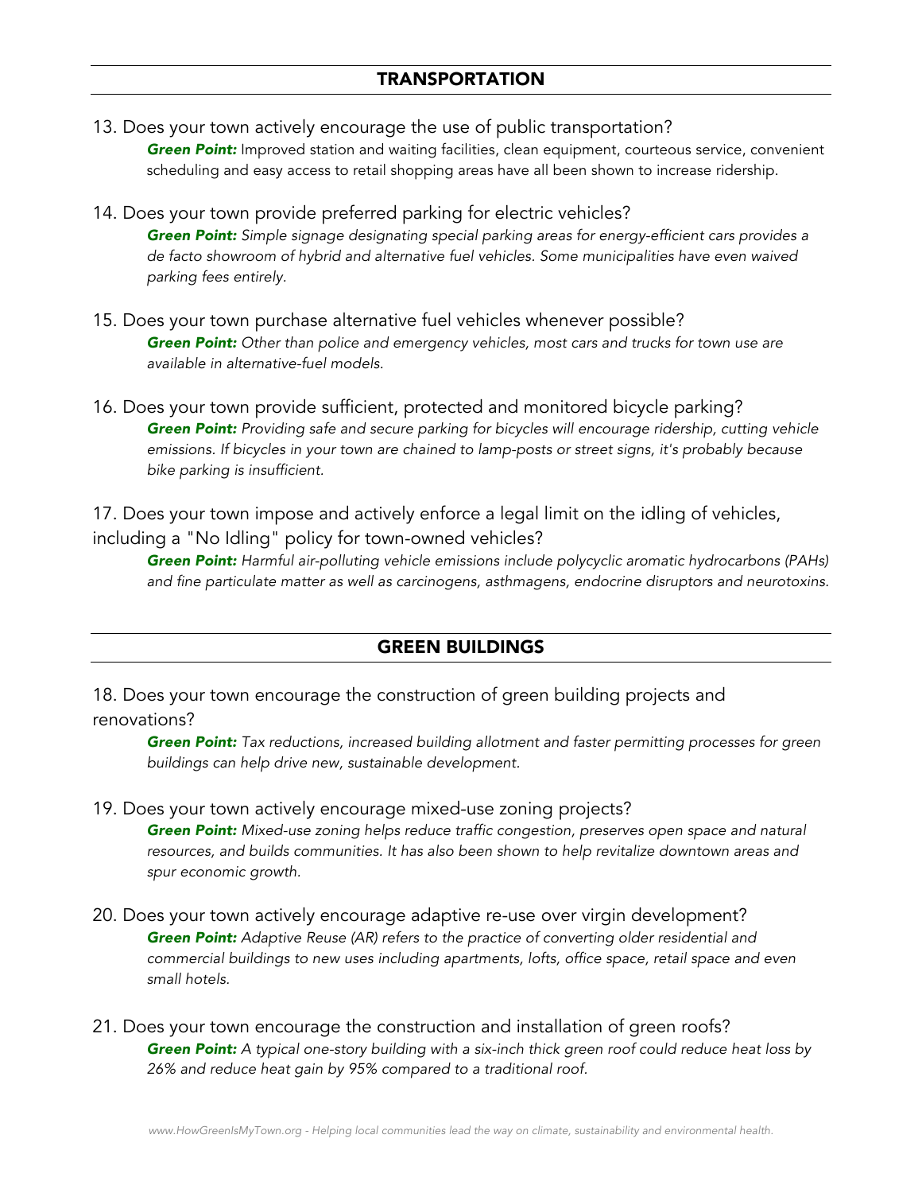## TRANSPORTATION

13. Does your town actively encourage the use of public transportation?

    ***Green Point:*** Improved station and waiting facilities, clean equipment, courteous service, convenient scheduling and easy access to retail shopping areas have all been shown to increase ridership.

14. Does your town provide preferred parking for electric vehicles?

    ***Green Point:*** *Simple signage designating special parking areas for energy-efficient cars provides a de facto showroom of hybrid and alternative fuel vehicles. Some municipalities have even waived parking fees entirely.*

15. Does your town purchase alternative fuel vehicles whenever possible?

    ***Green Point:*** *Other than police and emergency vehicles, most cars and trucks for town use are available in alternative-fuel models.*

16. Does your town provide sufficient, protected and monitored bicycle parking?

    ***Green Point:*** *Providing safe and secure parking for bicycles will encourage ridership, cutting vehicle emissions. If bicycles in your town are chained to lamp-posts or street signs, it's probably because bike parking is insufficient.*

17. Does your town impose and actively enforce a legal limit on the idling of vehicles, including a "No Idling" policy for town-owned vehicles?

    ***Green Point:*** *Harmful air-polluting vehicle emissions include polycyclic aromatic hydrocarbons (PAHs) and fine particulate matter as well as carcinogens, asthmagens, endocrine disruptors and neurotoxins.*

## GREEN BUILDINGS

18. Does your town encourage the construction of green building projects and renovations?

    ***Green Point:*** *Tax reductions, increased building allotment and faster permitting processes for green buildings can help drive new, sustainable development.*

19. Does your town actively encourage mixed-use zoning projects?

    ***Green Point:*** *Mixed-use zoning helps reduce traffic congestion, preserves open space and natural resources, and builds communities. It has also been shown to help revitalize downtown areas and spur economic growth.*

20. Does your town actively encourage adaptive re-use over virgin development?

    ***Green Point:*** *Adaptive Reuse (AR) refers to the practice of converting older residential and commercial buildings to new uses including apartments, lofts, office space, retail space and even small hotels.*

21. Does your town encourage the construction and installation of green roofs?

    ***Green Point:*** *A typical one-story building with a six-inch thick green roof could reduce heat loss by 26% and reduce heat gain by 95% compared to a traditional roof.*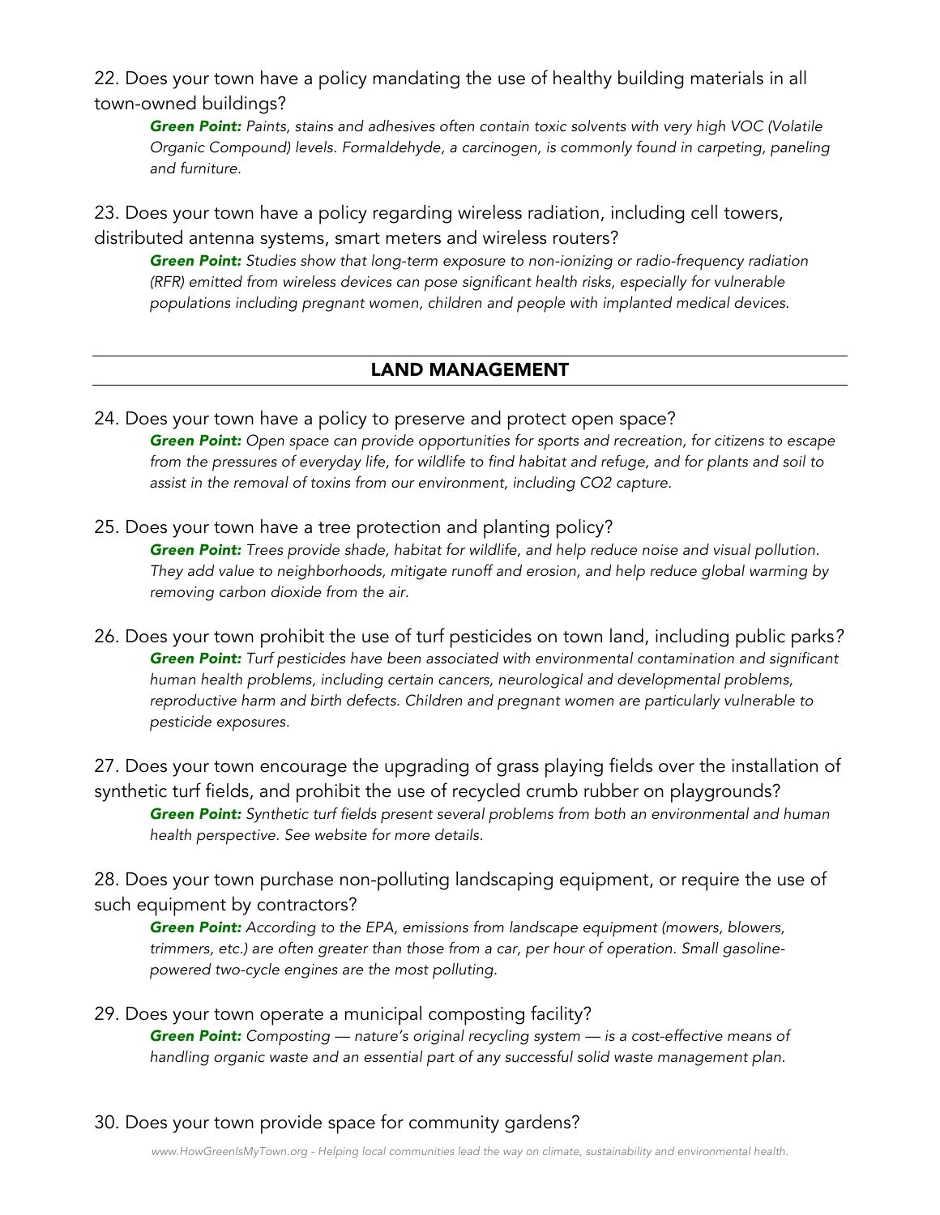22. Does your town have a policy mandating the use of healthy building materials in all town-owned buildings?

    ***Green Point:*** *Paints, stains and adhesives often contain toxic solvents with very high VOC (Volatile Organic Compound) levels. Formaldehyde, a carcinogen, is commonly found in carpeting, paneling and furniture.*

23. Does your town have a policy regarding wireless radiation, including cell towers, distributed antenna systems, smart meters and wireless routers?

    ***Green Point:*** *Studies show that long-term exposure to non-ionizing or radio-frequency radiation (RFR) emitted from wireless devices can pose significant health risks, especially for vulnerable populations including pregnant women, children and people with implanted medical devices.*

## LAND MANAGEMENT

24. Does your town have a policy to preserve and protect open space?

    ***Green Point:*** *Open space can provide opportunities for sports and recreation, for citizens to escape from the pressures of everyday life, for wildlife to find habitat and refuge, and for plants and soil to assist in the removal of toxins from our environment, including $CO_2$ capture.*

25. Does your town have a tree protection and planting policy?

    ***Green Point:*** *Trees provide shade, habitat for wildlife, and help reduce noise and visual pollution. They add value to neighborhoods, mitigate runoff and erosion, and help reduce global warming by removing carbon dioxide from the air.*

26. Does your town prohibit the use of turf pesticides on town land, including public parks?

    ***Green Point:*** *Turf pesticides have been associated with environmental contamination and significant human health problems, including certain cancers, neurological and developmental problems, reproductive harm and birth defects. Children and pregnant women are particularly vulnerable to pesticide exposures.*

27. Does your town encourage the upgrading of grass playing fields over the installation of synthetic turf fields, and prohibit the use of recycled crumb rubber on playgrounds?

    ***Green Point:*** *Synthetic turf fields present several problems from both an environmental and human health perspective. See website for more details.*

28. Does your town purchase non-polluting landscaping equipment, or require the use of such equipment by contractors?

    ***Green Point:*** *According to the EPA, emissions from landscape equipment (mowers, blowers, trimmers, etc.) are often greater than those from a car, per hour of operation. Small gasoline-powered two-cycle engines are the most polluting.*

29. Does your town operate a municipal composting facility?

    ***Green Point:*** *Composting — nature's original recycling system — is a cost-effective means of handling organic waste and an essential part of any successful solid waste management plan.*

30. Does your town provide space for community gardens?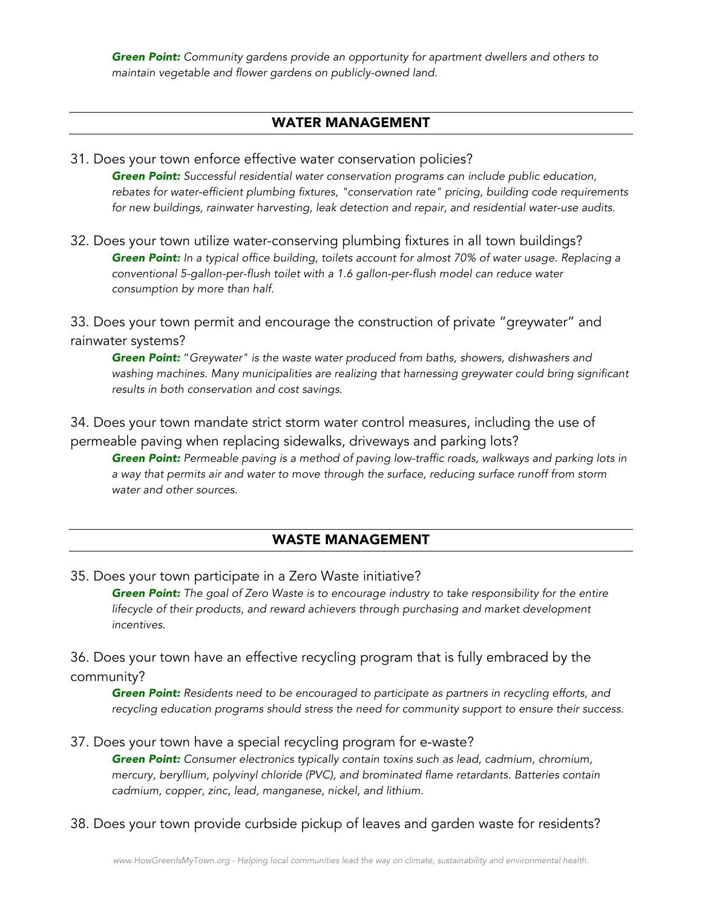***Green Point:*** *Community gardens provide an opportunity for apartment dwellers and others to maintain vegetable and flower gardens on publicly-owned land.*

## WATER MANAGEMENT

31. Does your town enforce effective water conservation policies?

    ***Green Point:*** *Successful residential water conservation programs can include public education, rebates for water-efficient plumbing fixtures, "conservation rate" pricing, building code requirements for new buildings, rainwater harvesting, leak detection and repair, and residential water-use audits.*

32. Does your town utilize water-conserving plumbing fixtures in all town buildings?

    ***Green Point:*** *In a typical office building, toilets account for almost 70% of water usage. Replacing a conventional 5-gallon-per-flush toilet with a 1.6 gallon-per-flush model can reduce water consumption by more than half.*

33. Does your town permit and encourage the construction of private "greywater" and rainwater systems?

    ***Green Point:*** *"Greywater" is the waste water produced from baths, showers, dishwashers and washing machines. Many municipalities are realizing that harnessing greywater could bring significant results in both conservation and cost savings.*

34. Does your town mandate strict storm water control measures, including the use of permeable paving when replacing sidewalks, driveways and parking lots?

    ***Green Point:*** *Permeable paving is a method of paving low-traffic roads, walkways and parking lots in a way that permits air and water to move through the surface, reducing surface runoff from storm water and other sources.*

## WASTE MANAGEMENT

35. Does your town participate in a Zero Waste initiative?

    ***Green Point:*** *The goal of Zero Waste is to encourage industry to take responsibility for the entire lifecycle of their products, and reward achievers through purchasing and market development incentives.*

36. Does your town have an effective recycling program that is fully embraced by the community?

    ***Green Point:*** *Residents need to be encouraged to participate as partners in recycling efforts, and recycling education programs should stress the need for community support to ensure their success.*

37. Does your town have a special recycling program for e-waste?

    ***Green Point:*** *Consumer electronics typically contain toxins such as lead, cadmium, chromium, mercury, beryllium, polyvinyl chloride (PVC), and brominated flame retardants. Batteries contain cadmium, copper, zinc, lead, manganese, nickel, and lithium.*

38. Does your town provide curbside pickup of leaves and garden waste for residents?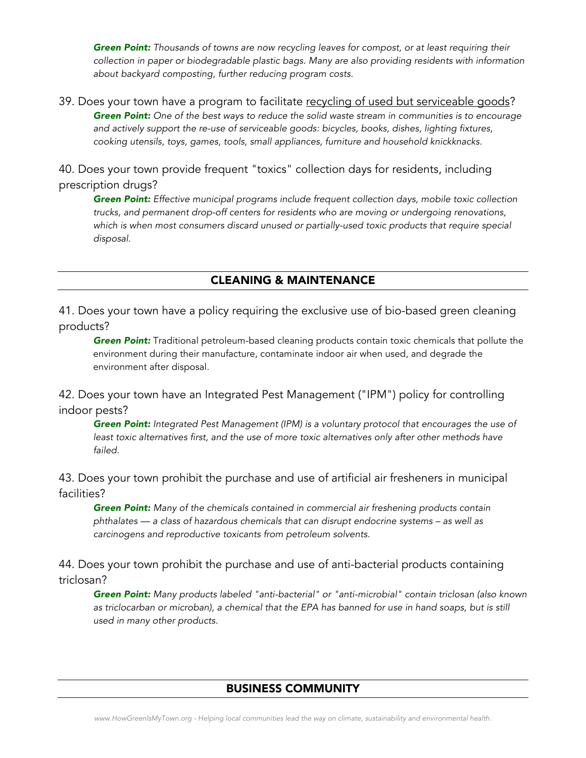***Green Point:*** *Thousands of towns are now recycling leaves for compost, or at least requiring their collection in paper or biodegradable plastic bags. Many are also providing residents with information about backyard composting, further reducing program costs.*

39. Does your town have a program to facilitate recycling of used but serviceable goods?

***Green Point:*** *One of the best ways to reduce the solid waste stream in communities is to encourage and actively support the re-use of serviceable goods: bicycles, books, dishes, lighting fixtures, cooking utensils, toys, games, tools, small appliances, furniture and household knickknacks.*

40. Does your town provide frequent "toxics" collection days for residents, including prescription drugs?

***Green Point:*** *Effective municipal programs include frequent collection days, mobile toxic collection trucks, and permanent drop-off centers for residents who are moving or undergoing renovations, which is when most consumers discard unused or partially-used toxic products that require special disposal.*

## CLEANING & MAINTENANCE

41. Does your town have a policy requiring the exclusive use of bio-based green cleaning products?

***Green Point:*** Traditional petroleum-based cleaning products contain toxic chemicals that pollute the environment during their manufacture, contaminate indoor air when used, and degrade the environment after disposal.

42. Does your town have an Integrated Pest Management ("IPM") policy for controlling indoor pests?

***Green Point:*** *Integrated Pest Management (IPM) is a voluntary protocol that encourages the use of least toxic alternatives first, and the use of more toxic alternatives only after other methods have failed.*

43. Does your town prohibit the purchase and use of artificial air fresheners in municipal facilities?

***Green Point:*** *Many of the chemicals contained in commercial air freshening products contain phthalates — a class of hazardous chemicals that can disrupt endocrine systems – as well as carcinogens and reproductive toxicants from petroleum solvents.*

44. Does your town prohibit the purchase and use of anti-bacterial products containing triclosan?

***Green Point:*** *Many products labeled "anti-bacterial" or "anti-microbial" contain triclosan (also known as triclocarban or microban), a chemical that the EPA has banned for use in hand soaps, but is still used in many other products.*

## BUSINESS COMMUNITY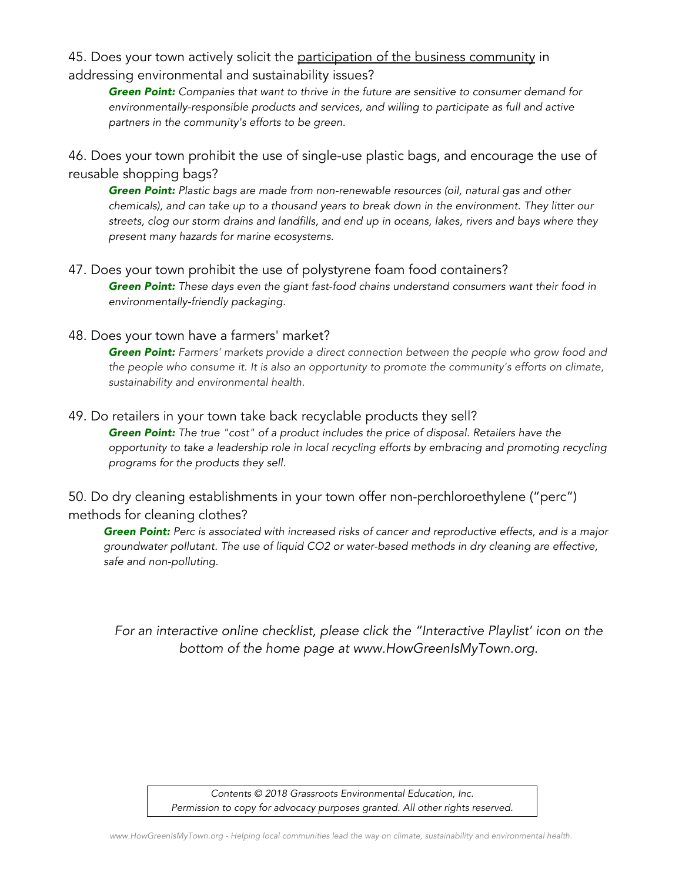45. Does your town actively solicit the participation of the business community in addressing environmental and sustainability issues?

> ***Green Point:*** *Companies that want to thrive in the future are sensitive to consumer demand for environmentally-responsible products and services, and willing to participate as full and active partners in the community's efforts to be green.*

46. Does your town prohibit the use of single-use plastic bags, and encourage the use of reusable shopping bags?

> ***Green Point:*** *Plastic bags are made from non-renewable resources (oil, natural gas and other chemicals), and can take up to a thousand years to break down in the environment. They litter our streets, clog our storm drains and landfills, and end up in oceans, lakes, rivers and bays where they present many hazards for marine ecosystems.*

47. Does your town prohibit the use of polystyrene foam food containers?

> ***Green Point:*** *These days even the giant fast-food chains understand consumers want their food in environmentally-friendly packaging.*

48. Does your town have a farmers' market?

> ***Green Point:*** *Farmers' markets provide a direct connection between the people who grow food and the people who consume it. It is also an opportunity to promote the community's efforts on climate, sustainability and environmental health.*

49. Do retailers in your town take back recyclable products they sell?

> ***Green Point:*** *The true "cost" of a product includes the price of disposal. Retailers have the opportunity to take a leadership role in local recycling efforts by embracing and promoting recycling programs for the products they sell.*

50. Do dry cleaning establishments in your town offer non-perchloroethylene ("perc") methods for cleaning clothes?

> ***Green Point:*** *Perc is associated with increased risks of cancer and reproductive effects, and is a major groundwater pollutant. The use of liquid $CO_2$ or water-based methods in dry cleaning are effective, safe and non-polluting.*

*For an interactive online checklist, please click the "Interactive Playlist' icon on the bottom of the home page at www.HowGreenIsMyTown.org.*

*Contents © 2018 Grassroots Environmental Education, Inc.*
*Permission to copy for advocacy purposes granted. All other rights reserved.*